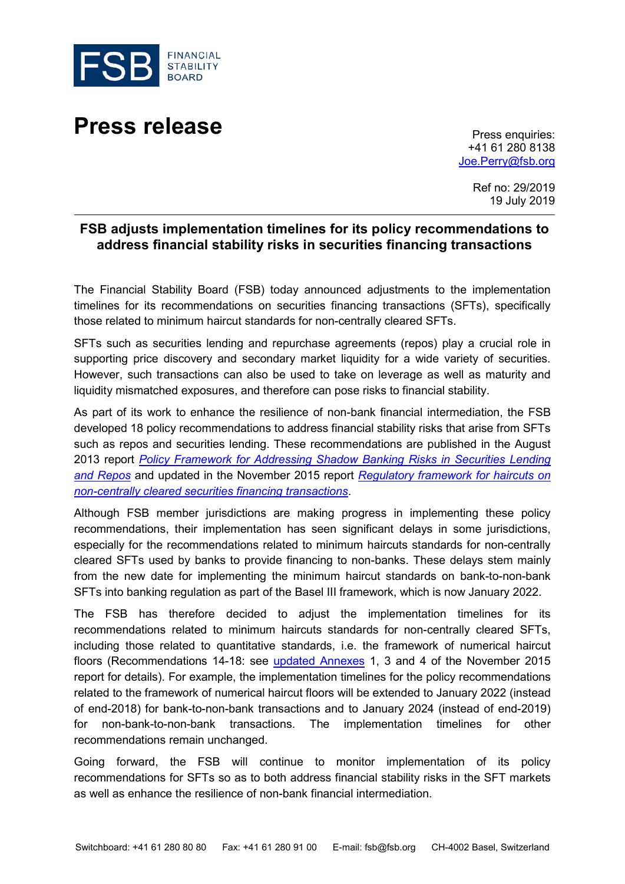FSB FINANCIAL STABILITY BOARD

# Press release

Press enquiries:
+41 61 280 8138
Joe.Perry@fsb.org

Ref no: 29/2019
19 July 2019

## FSB adjusts implementation timelines for its policy recommendations to address financial stability risks in securities financing transactions

The Financial Stability Board (FSB) today announced adjustments to the implementation timelines for its recommendations on securities financing transactions (SFTs), specifically those related to minimum haircut standards for non-centrally cleared SFTs.

SFTs such as securities lending and repurchase agreements (repos) play a crucial role in supporting price discovery and secondary market liquidity for a wide variety of securities. However, such transactions can also be used to take on leverage as well as maturity and liquidity mismatched exposures, and therefore can pose risks to financial stability.

As part of its work to enhance the resilience of non-bank financial intermediation, the FSB developed 18 policy recommendations to address financial stability risks that arise from SFTs such as repos and securities lending. These recommendations are published in the August 2013 report *Policy Framework for Addressing Shadow Banking Risks in Securities Lending and Repos* and updated in the November 2015 report *Regulatory framework for haircuts on non-centrally cleared securities financing transactions*.

Although FSB member jurisdictions are making progress in implementing these policy recommendations, their implementation has seen significant delays in some jurisdictions, especially for the recommendations related to minimum haircuts standards for non-centrally cleared SFTs used by banks to provide financing to non-banks. These delays stem mainly from the new date for implementing the minimum haircut standards on bank-to-non-bank SFTs into banking regulation as part of the Basel III framework, which is now January 2022.

The FSB has therefore decided to adjust the implementation timelines for its recommendations related to minimum haircuts standards for non-centrally cleared SFTs, including those related to quantitative standards, i.e. the framework of numerical haircut floors (Recommendations 14-18: see updated Annexes 1, 3 and 4 of the November 2015 report for details). For example, the implementation timelines for the policy recommendations related to the framework of numerical haircut floors will be extended to January 2022 (instead of end-2018) for bank-to-non-bank transactions and to January 2024 (instead of end-2019) for non-bank-to-non-bank transactions. The implementation timelines for other recommendations remain unchanged.

Going forward, the FSB will continue to monitor implementation of its policy recommendations for SFTs so as to both address financial stability risks in the SFT markets as well as enhance the resilience of non-bank financial intermediation.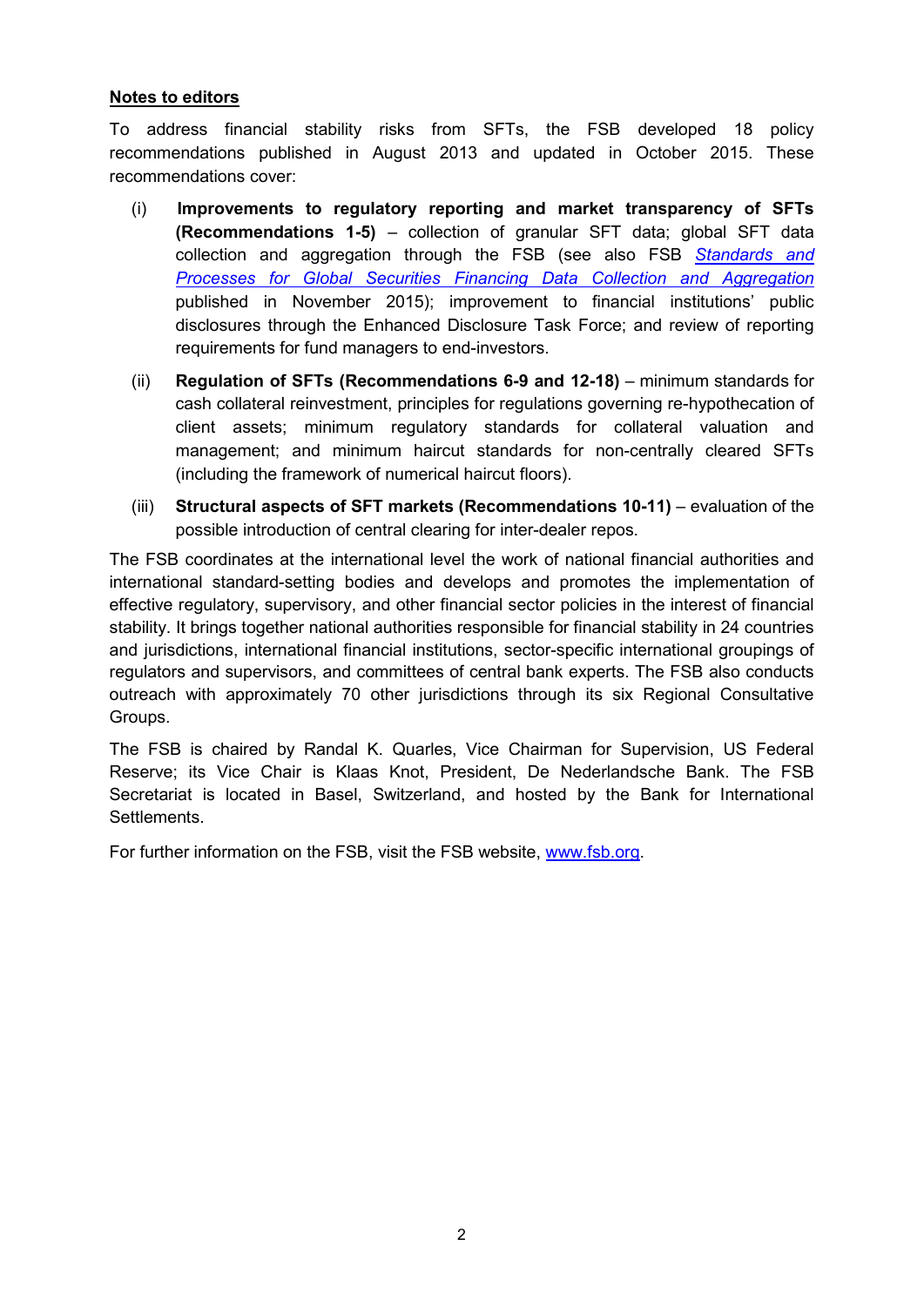**Notes to editors**

To address financial stability risks from SFTs, the FSB developed 18 policy recommendations published in August 2013 and updated in October 2015. These recommendations cover:

(i) **Improvements to regulatory reporting and market transparency of SFTs (Recommendations 1-5)** – collection of granular SFT data; global SFT data collection and aggregation through the FSB (see also FSB *Standards and Processes for Global Securities Financing Data Collection and Aggregation* published in November 2015); improvement to financial institutions' public disclosures through the Enhanced Disclosure Task Force; and review of reporting requirements for fund managers to end-investors.

(ii) **Regulation of SFTs (Recommendations 6-9 and 12-18)** – minimum standards for cash collateral reinvestment, principles for regulations governing re-hypothecation of client assets; minimum regulatory standards for collateral valuation and management; and minimum haircut standards for non-centrally cleared SFTs (including the framework of numerical haircut floors).

(iii) **Structural aspects of SFT markets (Recommendations 10-11)** – evaluation of the possible introduction of central clearing for inter-dealer repos.

The FSB coordinates at the international level the work of national financial authorities and international standard-setting bodies and develops and promotes the implementation of effective regulatory, supervisory, and other financial sector policies in the interest of financial stability. It brings together national authorities responsible for financial stability in 24 countries and jurisdictions, international financial institutions, sector-specific international groupings of regulators and supervisors, and committees of central bank experts. The FSB also conducts outreach with approximately 70 other jurisdictions through its six Regional Consultative Groups.

The FSB is chaired by Randal K. Quarles, Vice Chairman for Supervision, US Federal Reserve; its Vice Chair is Klaas Knot, President, De Nederlandsche Bank. The FSB Secretariat is located in Basel, Switzerland, and hosted by the Bank for International Settlements.

For further information on the FSB, visit the FSB website, www.fsb.org.